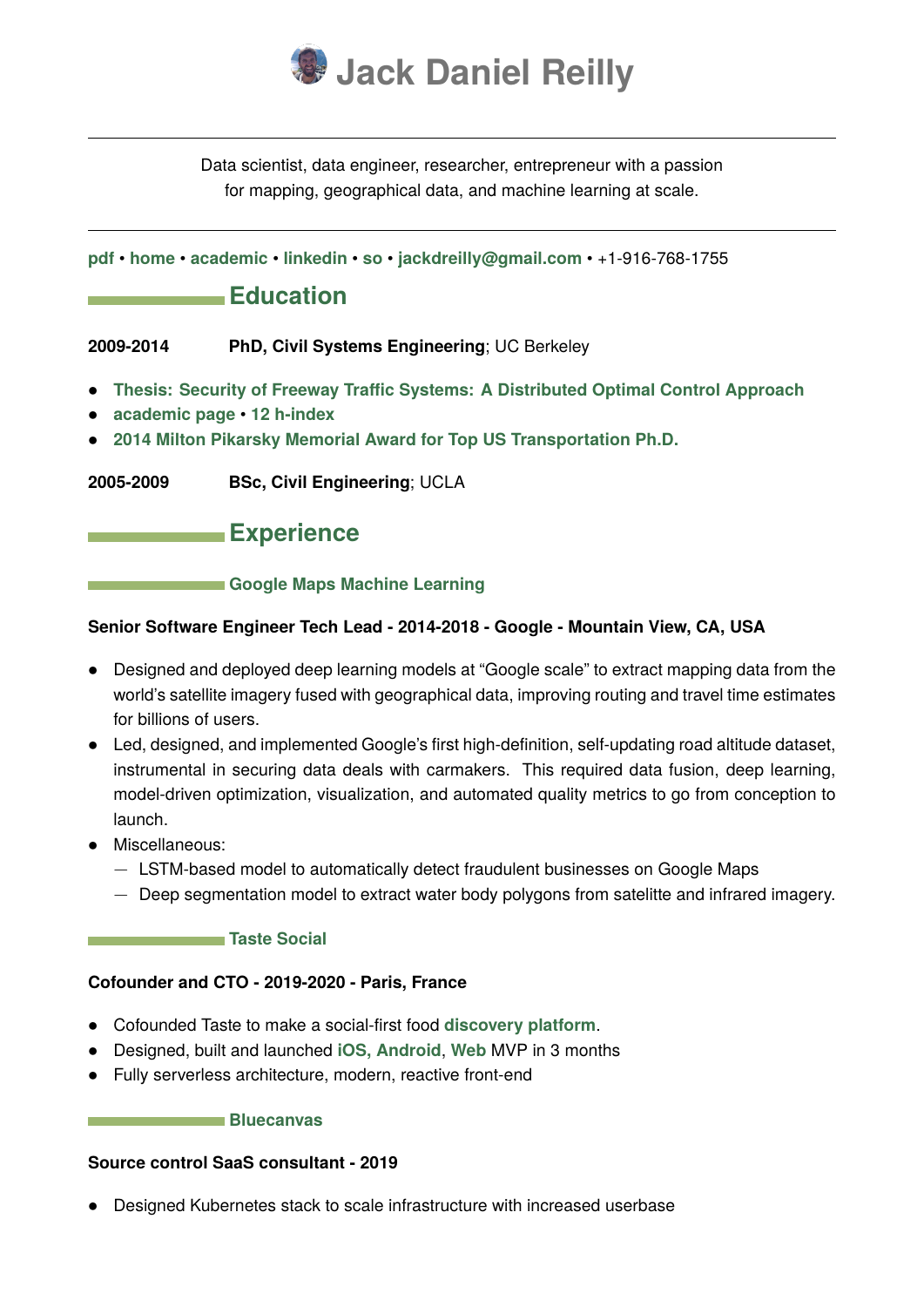# Jack Daniel Reilly

Data scientist, data engineer, researcher, entrepreneur with a passion for mapping, geographical data, and machine learning at scale.

**pdf** • **home** • **academic** • **linkedin** • **so** • **jackdreilly@gmail.com** • +1-916-768-1755

## Education

**2009-2014** **PhD, Civil Systems Engineering**; UC Berkeley

- **Thesis: Security of Freeway Traffic Systems: A Distributed Optimal Control Approach**
- **academic page** • **12 h-index**
- **2014 Milton Pikarsky Memorial Award for Top US Transportation Ph.D.**

**2005-2009** **BSc, Civil Engineering**; UCLA

## Experience

### Google Maps Machine Learning

**Senior Software Engineer Tech Lead - 2014-2018 - Google - Mountain View, CA, USA**

- Designed and deployed deep learning models at "Google scale" to extract mapping data from the world's satellite imagery fused with geographical data, improving routing and travel time estimates for billions of users.
- Led, designed, and implemented Google's first high-definition, self-updating road altitude dataset, instrumental in securing data deals with carmakers. This required data fusion, deep learning, model-driven optimization, visualization, and automated quality metrics to go from conception to launch.
- Miscellaneous:
  - LSTM-based model to automatically detect fraudulent businesses on Google Maps
  - Deep segmentation model to extract water body polygons from satelitte and infrared imagery.

### Taste Social

**Cofounder and CTO - 2019-2020 - Paris, France**

- Cofounded Taste to make a social-first food **discovery platform**.
- Designed, built and launched **iOS, Android**, **Web** MVP in 3 months
- Fully serverless architecture, modern, reactive front-end

### Bluecanvas

**Source control SaaS consultant - 2019**

- Designed Kubernetes stack to scale infrastructure with increased userbase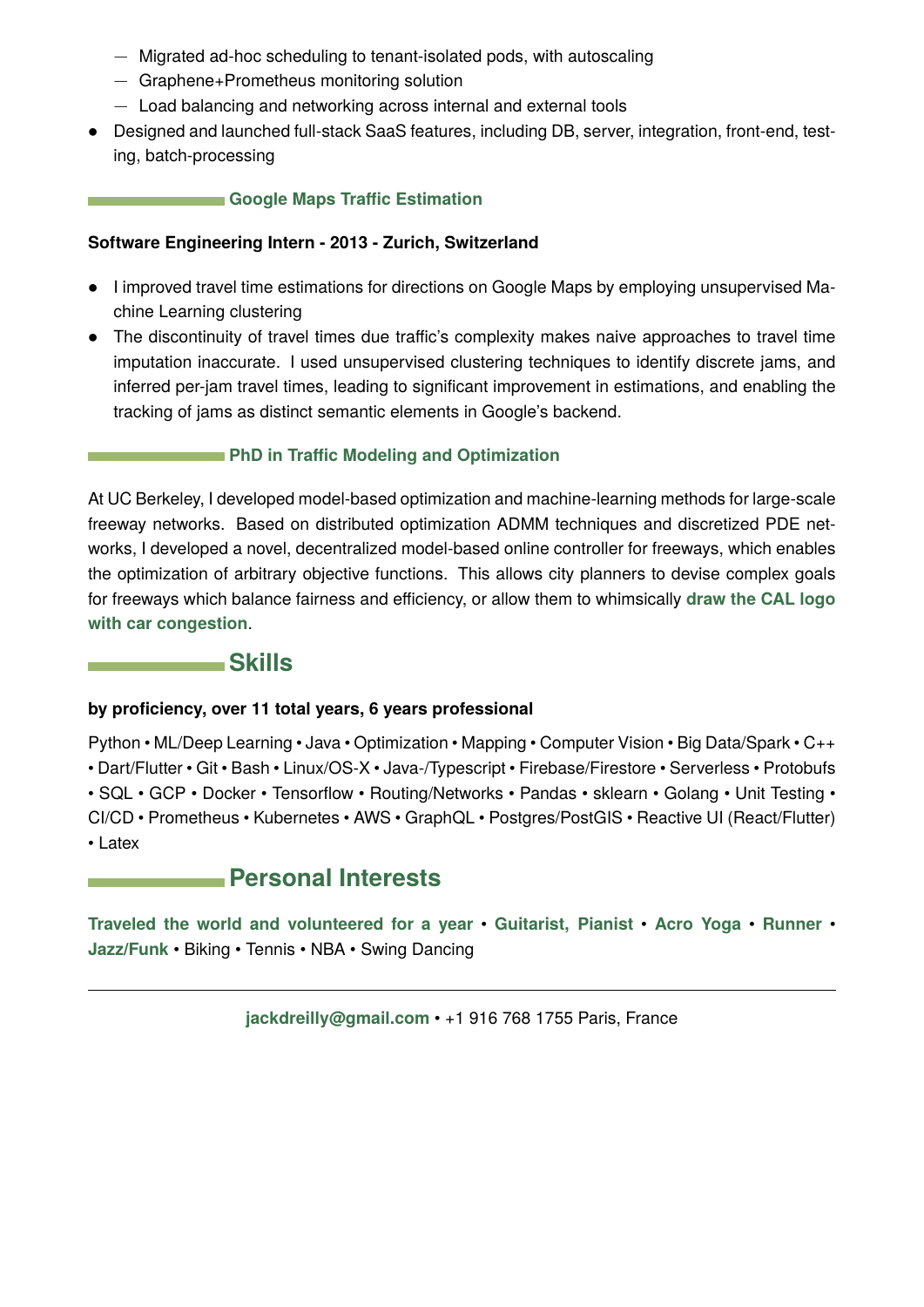- Migrated ad-hoc scheduling to tenant-isolated pods, with autoscaling
  - Graphene+Prometheus monitoring solution
  - Load balancing and networking across internal and external tools
- Designed and launched full-stack SaaS features, including DB, server, integration, front-end, testing, batch-processing

### Google Maps Traffic Estimation

**Software Engineering Intern - 2013 - Zurich, Switzerland**

- I improved travel time estimations for directions on Google Maps by employing unsupervised Machine Learning clustering
- The discontinuity of travel times due traffic's complexity makes naive approaches to travel time imputation inaccurate. I used unsupervised clustering techniques to identify discrete jams, and inferred per-jam travel times, leading to significant improvement in estimations, and enabling the tracking of jams as distinct semantic elements in Google's backend.

### PhD in Traffic Modeling and Optimization

At UC Berkeley, I developed model-based optimization and machine-learning methods for large-scale freeway networks. Based on distributed optimization ADMM techniques and discretized PDE networks, I developed a novel, decentralized model-based online controller for freeways, which enables the optimization of arbitrary objective functions. This allows city planners to devise complex goals for freeways which balance fairness and efficiency, or allow them to whimsically **draw the CAL logo with car congestion**.

## Skills

**by proficiency, over 11 total years, 6 years professional**

Python • ML/Deep Learning • Java • Optimization • Mapping • Computer Vision • Big Data/Spark • C++ • Dart/Flutter • Git • Bash • Linux/OS-X • Java-/Typescript • Firebase/Firestore • Serverless • Protobufs • SQL • GCP • Docker • Tensorflow • Routing/Networks • Pandas • sklearn • Golang • Unit Testing • CI/CD • Prometheus • Kubernetes • AWS • GraphQL • Postgres/PostGIS • Reactive UI (React/Flutter) • Latex

## Personal Interests

**Traveled the world and volunteered for a year** • **Guitarist, Pianist** • **Acro Yoga** • **Runner** • **Jazz/Funk** • Biking • Tennis • NBA • Swing Dancing

---

**jackdreilly@gmail.com** • +1 916 768 1755 Paris, France